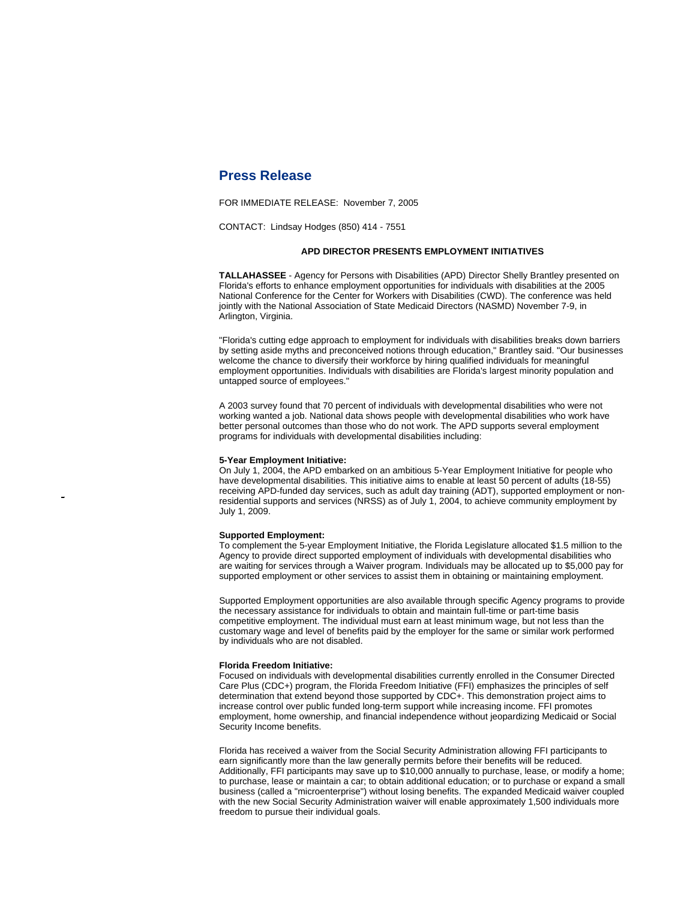# Press Release

FOR IMMEDIATE RELEASE: November 7, 2005

CONTACT: Lindsay Hodges (850) 414 - 7551

**APD DIRECTOR PRESENTS EMPLOYMENT INITIATIVES**

**TALLAHASSEE** - Agency for Persons with Disabilities (APD) Director Shelly Brantley presented on Florida's efforts to enhance employment opportunities for individuals with disabilities at the 2005 National Conference for the Center for Workers with Disabilities (CWD). The conference was held jointly with the National Association of State Medicaid Directors (NASMD) November 7-9, in Arlington, Virginia.

"Florida's cutting edge approach to employment for individuals with disabilities breaks down barriers by setting aside myths and preconceived notions through education," Brantley said. "Our businesses welcome the chance to diversify their workforce by hiring qualified individuals for meaningful employment opportunities. Individuals with disabilities are Florida's largest minority population and untapped source of employees."

A 2003 survey found that 70 percent of individuals with developmental disabilities who were not working wanted a job. National data shows people with developmental disabilities who work have better personal outcomes than those who do not work. The APD supports several employment programs for individuals with developmental disabilities including:

**5-Year Employment Initiative:**
On July 1, 2004, the APD embarked on an ambitious 5-Year Employment Initiative for people who have developmental disabilities. This initiative aims to enable at least 50 percent of adults (18-55) receiving APD-funded day services, such as adult day training (ADT), supported employment or non-residential supports and services (NRSS) as of July 1, 2004, to achieve community employment by July 1, 2009.

**Supported Employment:**
To complement the 5-year Employment Initiative, the Florida Legislature allocated $1.5 million to the Agency to provide direct supported employment of individuals with developmental disabilities who are waiting for services through a Waiver program. Individuals may be allocated up to $5,000 pay for supported employment or other services to assist them in obtaining or maintaining employment.

Supported Employment opportunities are also available through specific Agency programs to provide the necessary assistance for individuals to obtain and maintain full-time or part-time basis competitive employment. The individual must earn at least minimum wage, but not less than the customary wage and level of benefits paid by the employer for the same or similar work performed by individuals who are not disabled.

**Florida Freedom Initiative:**
Focused on individuals with developmental disabilities currently enrolled in the Consumer Directed Care Plus (CDC+) program, the Florida Freedom Initiative (FFI) emphasizes the principles of self determination that extend beyond those supported by CDC+. This demonstration project aims to increase control over public funded long-term support while increasing income. FFI promotes employment, home ownership, and financial independence without jeopardizing Medicaid or Social Security Income benefits.

Florida has received a waiver from the Social Security Administration allowing FFI participants to earn significantly more than the law generally permits before their benefits will be reduced. Additionally, FFI participants may save up to $10,000 annually to purchase, lease, or modify a home; to purchase, lease or maintain a car; to obtain additional education; or to purchase or expand a small business (called a "microenterprise") without losing benefits. The expanded Medicaid waiver coupled with the new Social Security Administration waiver will enable approximately 1,500 individuals more freedom to pursue their individual goals.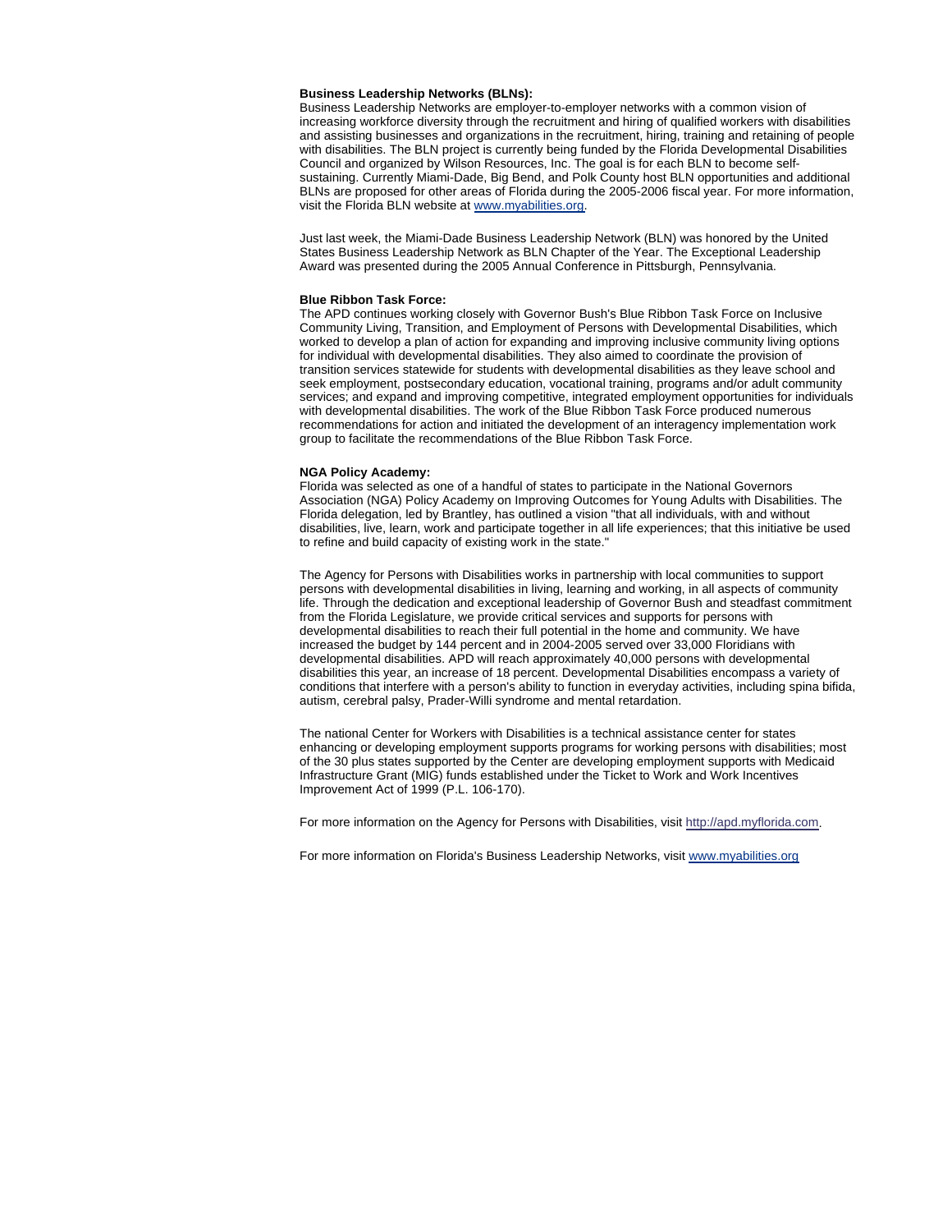**Business Leadership Networks (BLNs):**
Business Leadership Networks are employer-to-employer networks with a common vision of increasing workforce diversity through the recruitment and hiring of qualified workers with disabilities and assisting businesses and organizations in the recruitment, hiring, training and retaining of people with disabilities. The BLN project is currently being funded by the Florida Developmental Disabilities Council and organized by Wilson Resources, Inc. The goal is for each BLN to become self-sustaining. Currently Miami-Dade, Big Bend, and Polk County host BLN opportunities and additional BLNs are proposed for other areas of Florida during the 2005-2006 fiscal year. For more information, visit the Florida BLN website at www.myabilities.org.

Just last week, the Miami-Dade Business Leadership Network (BLN) was honored by the United States Business Leadership Network as BLN Chapter of the Year. The Exceptional Leadership Award was presented during the 2005 Annual Conference in Pittsburgh, Pennsylvania.

**Blue Ribbon Task Force:**
The APD continues working closely with Governor Bush's Blue Ribbon Task Force on Inclusive Community Living, Transition, and Employment of Persons with Developmental Disabilities, which worked to develop a plan of action for expanding and improving inclusive community living options for individual with developmental disabilities. They also aimed to coordinate the provision of transition services statewide for students with developmental disabilities as they leave school and seek employment, postsecondary education, vocational training, programs and/or adult community services; and expand and improving competitive, integrated employment opportunities for individuals with developmental disabilities. The work of the Blue Ribbon Task Force produced numerous recommendations for action and initiated the development of an interagency implementation work group to facilitate the recommendations of the Blue Ribbon Task Force.

**NGA Policy Academy:**
Florida was selected as one of a handful of states to participate in the National Governors Association (NGA) Policy Academy on Improving Outcomes for Young Adults with Disabilities. The Florida delegation, led by Brantley, has outlined a vision "that all individuals, with and without disabilities, live, learn, work and participate together in all life experiences; that this initiative be used to refine and build capacity of existing work in the state."

The Agency for Persons with Disabilities works in partnership with local communities to support persons with developmental disabilities in living, learning and working, in all aspects of community life. Through the dedication and exceptional leadership of Governor Bush and steadfast commitment from the Florida Legislature, we provide critical services and supports for persons with developmental disabilities to reach their full potential in the home and community. We have increased the budget by 144 percent and in 2004-2005 served over 33,000 Floridians with developmental disabilities. APD will reach approximately 40,000 persons with developmental disabilities this year, an increase of 18 percent. Developmental Disabilities encompass a variety of conditions that interfere with a person's ability to function in everyday activities, including spina bifida, autism, cerebral palsy, Prader-Willi syndrome and mental retardation.

The national Center for Workers with Disabilities is a technical assistance center for states enhancing or developing employment supports programs for working persons with disabilities; most of the 30 plus states supported by the Center are developing employment supports with Medicaid Infrastructure Grant (MIG) funds established under the Ticket to Work and Work Incentives Improvement Act of 1999 (P.L. 106-170).

For more information on the Agency for Persons with Disabilities, visit http://apd.myflorida.com.

For more information on Florida's Business Leadership Networks, visit www.myabilities.org